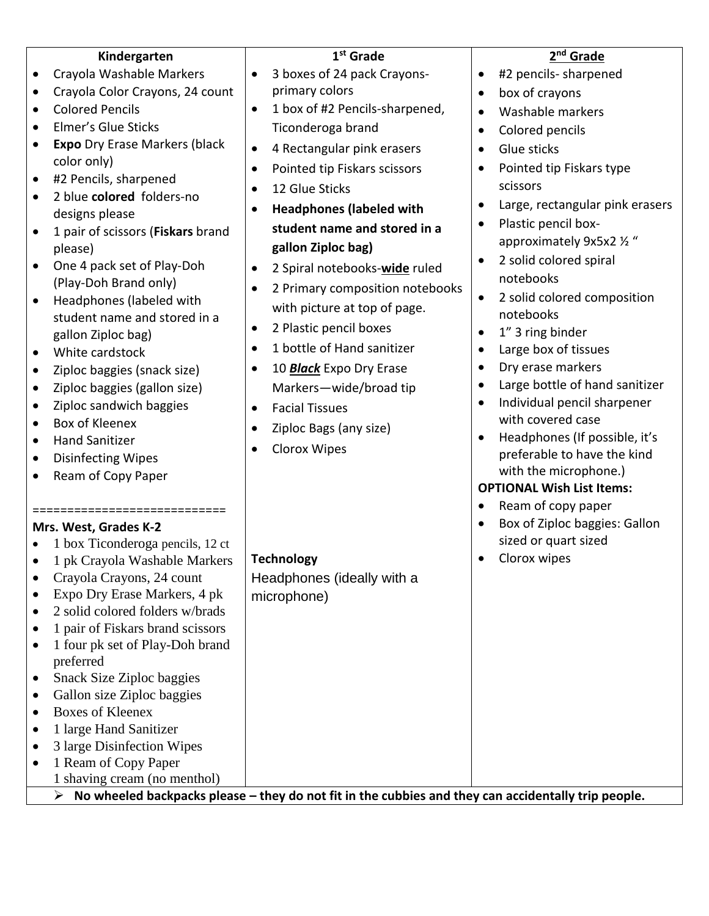### Kindergarten

- Crayola Washable Markers
- Crayola Color Crayons, 24 count
- Colored Pencils
- Elmer's Glue Sticks
- **Expo** Dry Erase Markers (black color only)
- #2 Pencils, sharpened
- 2 blue **colored** folders-no designs please
- 1 pair of scissors (**Fiskars** brand please)
- One 4 pack set of Play-Doh (Play-Doh Brand only)
- Headphones (labeled with student name and stored in a gallon Ziploc bag)
- White cardstock
- Ziploc baggies (snack size)
- Ziploc baggies (gallon size)
- Ziploc sandwich baggies
- Box of Kleenex
- Hand Sanitizer
- Disinfecting Wipes
- Ream of Copy Paper

===========================

**Mrs. West, Grades K-2**

- 1 box Ticonderoga pencils, 12 ct
- 1 pk Crayola Washable Markers
- Crayola Crayons, 24 count
- Expo Dry Erase Markers, 4 pk
- 2 solid colored folders w/brads
- 1 pair of Fiskars brand scissors
- 1 four pk set of Play-Doh brand preferred
- Snack Size Ziploc baggies
- Gallon size Ziploc baggies
- Boxes of Kleenex
- 1 large Hand Sanitizer
- 3 large Disinfection Wipes
- 1 Ream of Copy Paper
  1 shaving cream (no menthol)

### 1st Grade

- 3 boxes of 24 pack Crayons- primary colors
- 1 box of #2 Pencils-sharpened, Ticonderoga brand
- 4 Rectangular pink erasers
- Pointed tip Fiskars scissors
- 12 Glue Sticks
- **Headphones (labeled with student name and stored in a gallon Ziploc bag)**
- 2 Spiral notebooks-**wide** ruled
- 2 Primary composition notebooks with picture at top of page.
- 2 Plastic pencil boxes
- 1 bottle of Hand sanitizer
- 10 ***Black*** Expo Dry Erase Markers—wide/broad tip
- Facial Tissues
- Ziploc Bags (any size)
- Clorox Wipes

**Technology**

Headphones (ideally with a microphone)

### 2nd Grade

- #2 pencils- sharpened
- box of crayons
- Washable markers
- Colored pencils
- Glue sticks
- Pointed tip Fiskars type scissors
- Large, rectangular pink erasers
- Plastic pencil box- approximately 9x5x2 ½ "
- 2 solid colored spiral notebooks
- 2 solid colored composition notebooks
- 1" 3 ring binder
- Large box of tissues
- Dry erase markers
- Large bottle of hand sanitizer
- Individual pencil sharpener with covered case
- Headphones (If possible, it's preferable to have the kind with the microphone.)

**OPTIONAL Wish List Items:**

- Ream of copy paper
- Box of Ziploc baggies: Gallon sized or quart sized
- Clorox wipes

➢ **No wheeled backpacks please – they do not fit in the cubbies and they can accidentally trip people.**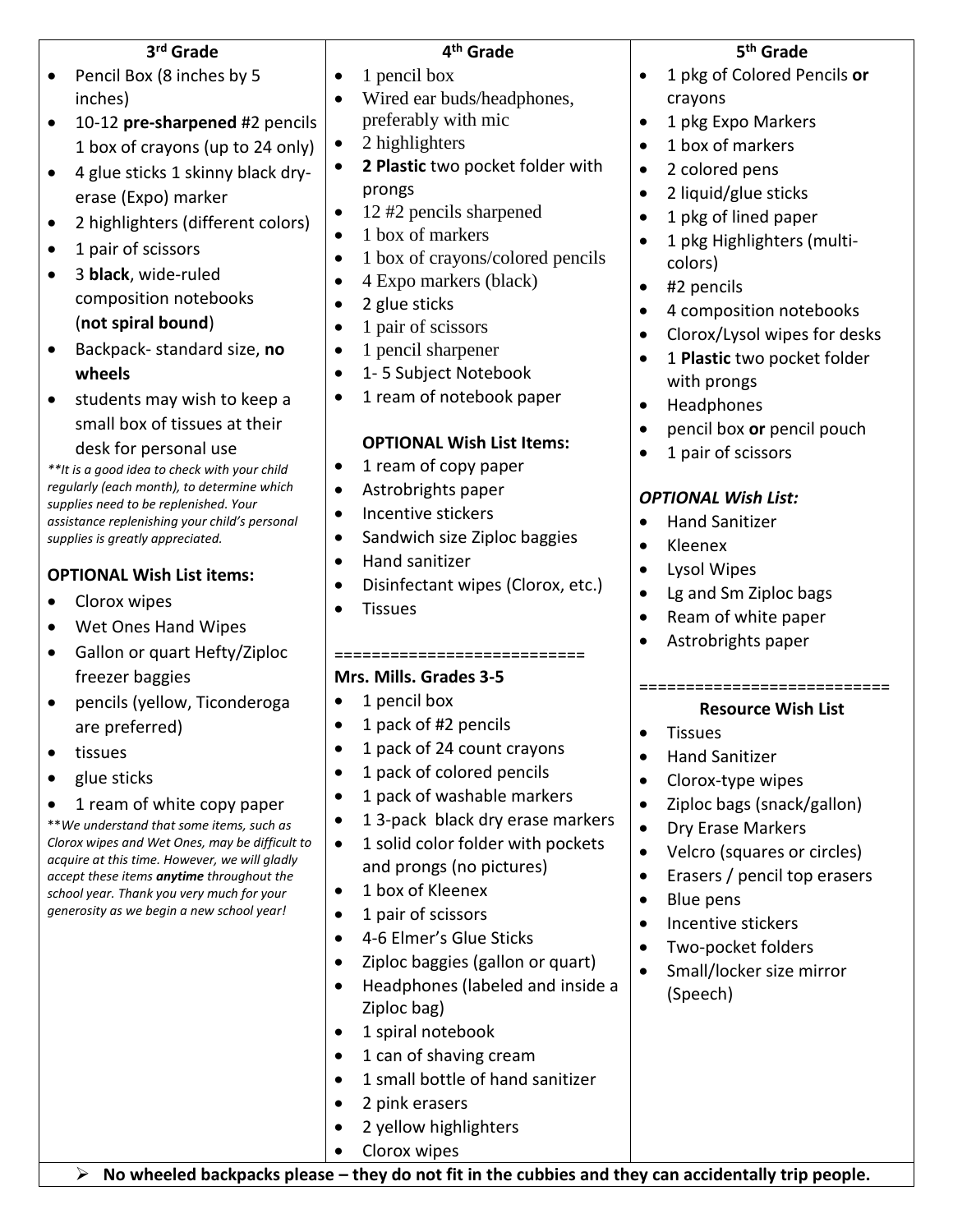### 3rd Grade

- Pencil Box (8 inches by 5 inches)
- 10-12 **pre-sharpened** #2 pencils 1 box of crayons (up to 24 only)
- 4 glue sticks 1 skinny black dry-erase (Expo) marker
- 2 highlighters (different colors)
- 1 pair of scissors
- 3 **black**, wide-ruled composition notebooks (**not spiral bound**)
- Backpack- standard size, **no wheels**
- students may wish to keep a small box of tissues at their desk for personal use

*\*\*It is a good idea to check with your child regularly (each month), to determine which supplies need to be replenished. Your assistance replenishing your child's personal supplies is greatly appreciated.*

**OPTIONAL Wish List items:**

- Clorox wipes
- Wet Ones Hand Wipes
- Gallon or quart Hefty/Ziploc freezer baggies
- pencils (yellow, Ticonderoga are preferred)
- tissues
- glue sticks
- 1 ream of white copy paper

*\*\*We understand that some items, such as Clorox wipes and Wet Ones, may be difficult to acquire at this time. However, we will gladly accept these items **anytime** throughout the school year. Thank you very much for your generosity as we begin a new school year!*

### 4th Grade

- 1 pencil box
- Wired ear buds/headphones, preferably with mic
- 2 highlighters
- **2 Plastic** two pocket folder with prongs
- 12 #2 pencils sharpened
- 1 box of markers
- 1 box of crayons/colored pencils
- 4 Expo markers (black)
- 2 glue sticks
- 1 pair of scissors
- 1 pencil sharpener
- 1- 5 Subject Notebook
- 1 ream of notebook paper

**OPTIONAL Wish List Items:**

- 1 ream of copy paper
- Astrobrights paper
- Incentive stickers
- Sandwich size Ziploc baggies
- Hand sanitizer
- Disinfectant wipes (Clorox, etc.)
- Tissues

===========================

**Mrs. Mills. Grades 3-5**

- 1 pencil box
- 1 pack of #2 pencils
- 1 pack of 24 count crayons
- 1 pack of colored pencils
- 1 pack of washable markers
- 1 3-pack black dry erase markers
- 1 solid color folder with pockets and prongs (no pictures)
- 1 box of Kleenex
- 1 pair of scissors
- 4-6 Elmer's Glue Sticks
- Ziploc baggies (gallon or quart)
- Headphones (labeled and inside a Ziploc bag)
- 1 spiral notebook
- 1 can of shaving cream
- 1 small bottle of hand sanitizer
- 2 pink erasers
- 2 yellow highlighters
- Clorox wipes

### 5th Grade

- 1 pkg of Colored Pencils **or** crayons
- 1 pkg Expo Markers
- 1 box of markers
- 2 colored pens
- 2 liquid/glue sticks
- 1 pkg of lined paper
- 1 pkg Highlighters (multi-colors)
- #2 pencils
- 4 composition notebooks
- Clorox/Lysol wipes for desks
- 1 **Plastic** two pocket folder with prongs
- Headphones
- pencil box **or** pencil pouch
- 1 pair of scissors

***OPTIONAL Wish List:***

- Hand Sanitizer
- Kleenex
- Lysol Wipes
- Lg and Sm Ziploc bags
- Ream of white paper
- Astrobrights paper

===========================

**Resource Wish List**

- Tissues
- Hand Sanitizer
- Clorox-type wipes
- Ziploc bags (snack/gallon)
- Dry Erase Markers
- Velcro (squares or circles)
- Erasers / pencil top erasers
- Blue pens
- Incentive stickers
- Two-pocket folders
- Small/locker size mirror (Speech)

➢ **No wheeled backpacks please – they do not fit in the cubbies and they can accidentally trip people.**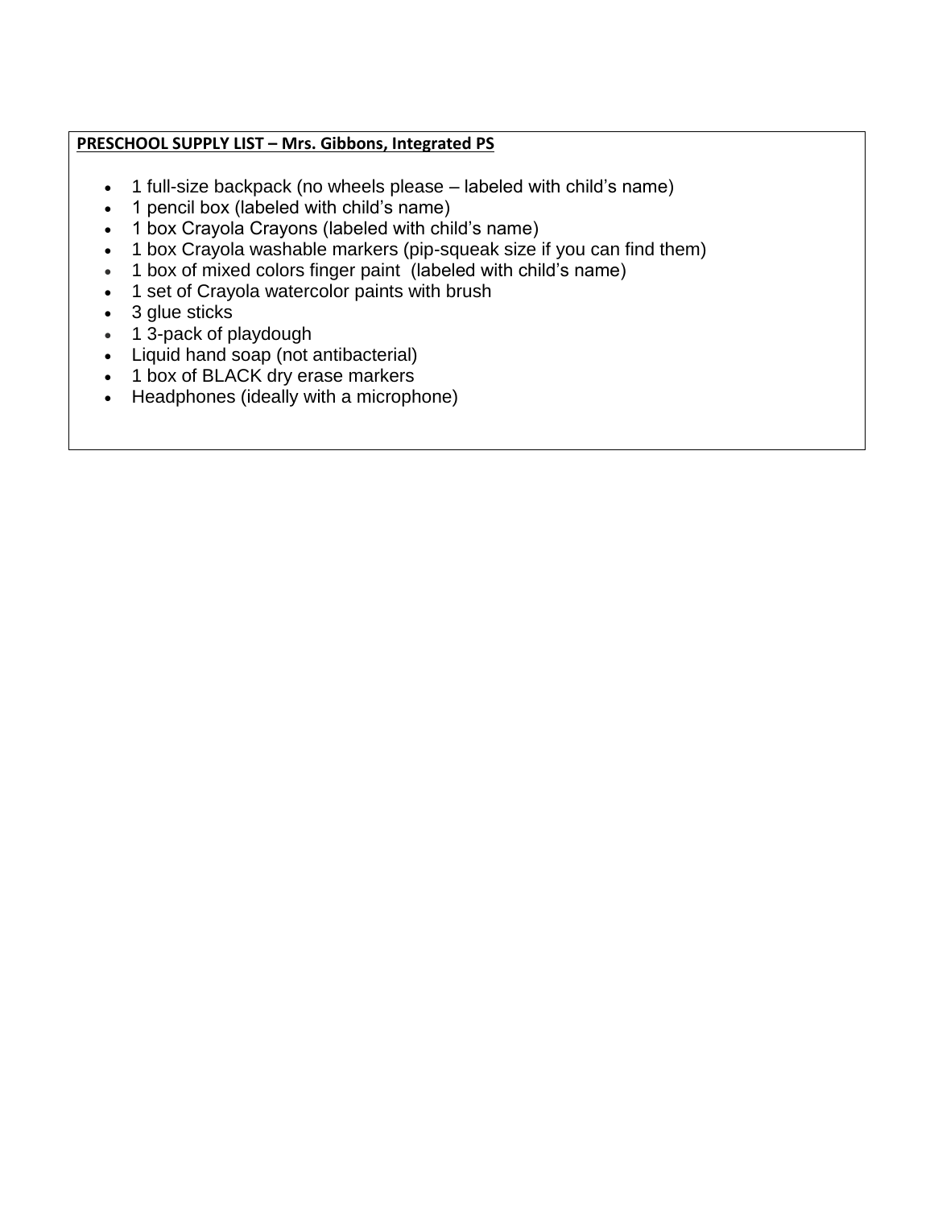**PRESCHOOL SUPPLY LIST – Mrs. Gibbons, Integrated PS**

- 1 full-size backpack (no wheels please – labeled with child's name)
- 1 pencil box (labeled with child's name)
- 1 box Crayola Crayons (labeled with child's name)
- 1 box Crayola washable markers (pip-squeak size if you can find them)
- 1 box of mixed colors finger paint (labeled with child's name)
- 1 set of Crayola watercolor paints with brush
- 3 glue sticks
- 1 3-pack of playdough
- Liquid hand soap (not antibacterial)
- 1 box of BLACK dry erase markers
- Headphones (ideally with a microphone)